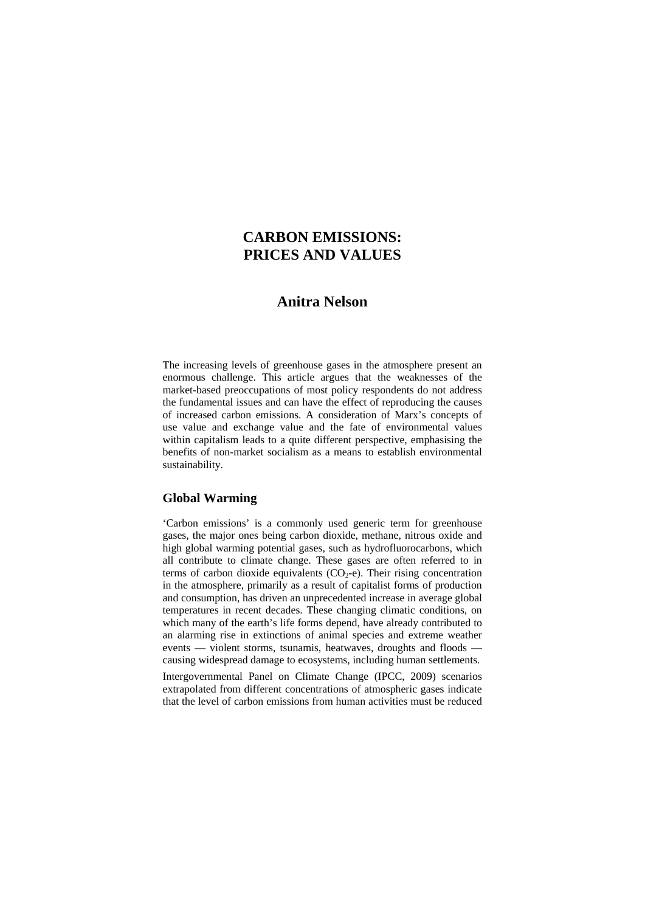# CARBON EMISSIONS: PRICES AND VALUES

## Anitra Nelson

The increasing levels of greenhouse gases in the atmosphere present an enormous challenge. This article argues that the weaknesses of the market-based preoccupations of most policy respondents do not address the fundamental issues and can have the effect of reproducing the causes of increased carbon emissions. A consideration of Marx's concepts of use value and exchange value and the fate of environmental values within capitalism leads to a quite different perspective, emphasising the benefits of non-market socialism as a means to establish environmental sustainability.

### Global Warming

'Carbon emissions' is a commonly used generic term for greenhouse gases, the major ones being carbon dioxide, methane, nitrous oxide and high global warming potential gases, such as hydrofluorocarbons, which all contribute to climate change. These gases are often referred to in terms of carbon dioxide equivalents ($CO_2$-e). Their rising concentration in the atmosphere, primarily as a result of capitalist forms of production and consumption, has driven an unprecedented increase in average global temperatures in recent decades. These changing climatic conditions, on which many of the earth's life forms depend, have already contributed to an alarming rise in extinctions of animal species and extreme weather events — violent storms, tsunamis, heatwaves, droughts and floods — causing widespread damage to ecosystems, including human settlements.

Intergovernmental Panel on Climate Change (IPCC, 2009) scenarios extrapolated from different concentrations of atmospheric gases indicate that the level of carbon emissions from human activities must be reduced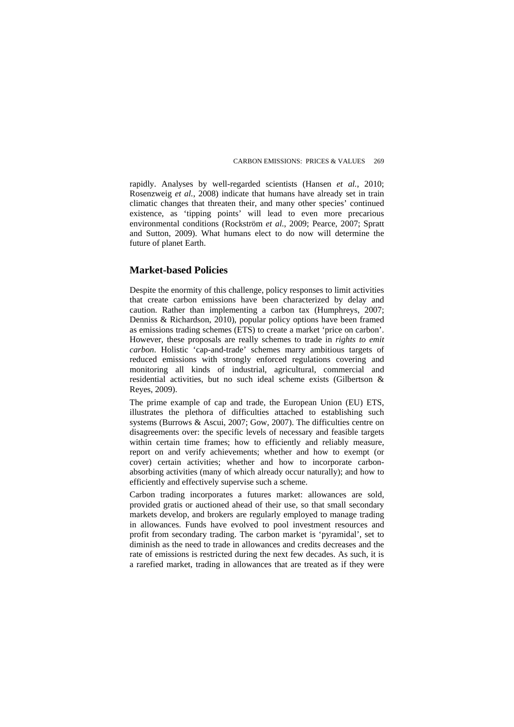rapidly. Analyses by well-regarded scientists (Hansen *et al.*, 2010; Rosenzweig *et al.*, 2008) indicate that humans have already set in train climatic changes that threaten their, and many other species' continued existence, as 'tipping points' will lead to even more precarious environmental conditions (Rockström *et al.*, 2009; Pearce, 2007; Spratt and Sutton, 2009). What humans elect to do now will determine the future of planet Earth.

## Market-based Policies

Despite the enormity of this challenge, policy responses to limit activities that create carbon emissions have been characterized by delay and caution. Rather than implementing a carbon tax (Humphreys, 2007; Denniss & Richardson, 2010), popular policy options have been framed as emissions trading schemes (ETS) to create a market 'price on carbon'. However, these proposals are really schemes to trade in *rights to emit carbon*. Holistic 'cap-and-trade' schemes marry ambitious targets of reduced emissions with strongly enforced regulations covering and monitoring all kinds of industrial, agricultural, commercial and residential activities, but no such ideal scheme exists (Gilbertson & Reyes, 2009).

The prime example of cap and trade, the European Union (EU) ETS, illustrates the plethora of difficulties attached to establishing such systems (Burrows & Ascui, 2007; Gow, 2007). The difficulties centre on disagreements over: the specific levels of necessary and feasible targets within certain time frames; how to efficiently and reliably measure, report on and verify achievements; whether and how to exempt (or cover) certain activities; whether and how to incorporate carbon-absorbing activities (many of which already occur naturally); and how to efficiently and effectively supervise such a scheme.

Carbon trading incorporates a futures market: allowances are sold, provided gratis or auctioned ahead of their use, so that small secondary markets develop, and brokers are regularly employed to manage trading in allowances. Funds have evolved to pool investment resources and profit from secondary trading. The carbon market is 'pyramidal', set to diminish as the need to trade in allowances and credits decreases and the rate of emissions is restricted during the next few decades. As such, it is a rarefied market, trading in allowances that are treated as if they were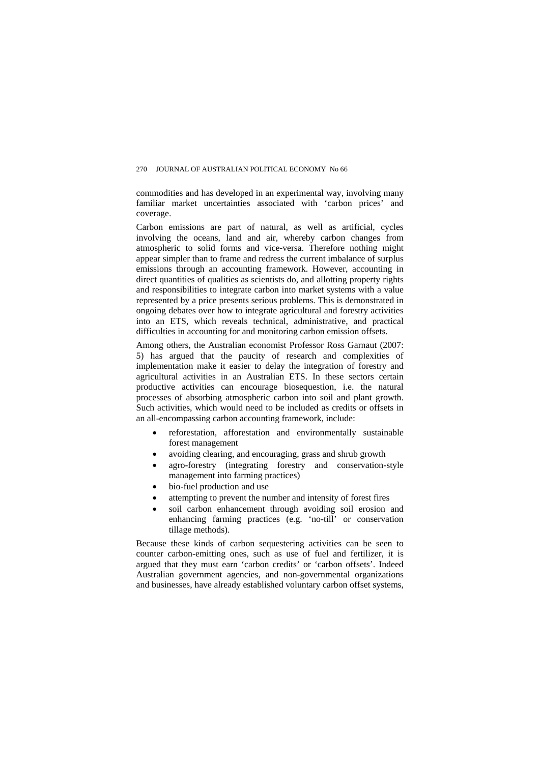commodities and has developed in an experimental way, involving many familiar market uncertainties associated with 'carbon prices' and coverage.

Carbon emissions are part of natural, as well as artificial, cycles involving the oceans, land and air, whereby carbon changes from atmospheric to solid forms and vice-versa. Therefore nothing might appear simpler than to frame and redress the current imbalance of surplus emissions through an accounting framework. However, accounting in direct quantities of qualities as scientists do, and allotting property rights and responsibilities to integrate carbon into market systems with a value represented by a price presents serious problems. This is demonstrated in ongoing debates over how to integrate agricultural and forestry activities into an ETS, which reveals technical, administrative, and practical difficulties in accounting for and monitoring carbon emission offsets.

Among others, the Australian economist Professor Ross Garnaut (2007: 5) has argued that the paucity of research and complexities of implementation make it easier to delay the integration of forestry and agricultural activities in an Australian ETS. In these sectors certain productive activities can encourage biosequestion, i.e. the natural processes of absorbing atmospheric carbon into soil and plant growth. Such activities, which would need to be included as credits or offsets in an all-encompassing carbon accounting framework, include:

- reforestation, afforestation and environmentally sustainable forest management
- avoiding clearing, and encouraging, grass and shrub growth
- agro-forestry (integrating forestry and conservation-style management into farming practices)
- bio-fuel production and use
- attempting to prevent the number and intensity of forest fires
- soil carbon enhancement through avoiding soil erosion and enhancing farming practices (e.g. 'no-till' or conservation tillage methods).

Because these kinds of carbon sequestering activities can be seen to counter carbon-emitting ones, such as use of fuel and fertilizer, it is argued that they must earn 'carbon credits' or 'carbon offsets'. Indeed Australian government agencies, and non-governmental organizations and businesses, have already established voluntary carbon offset systems,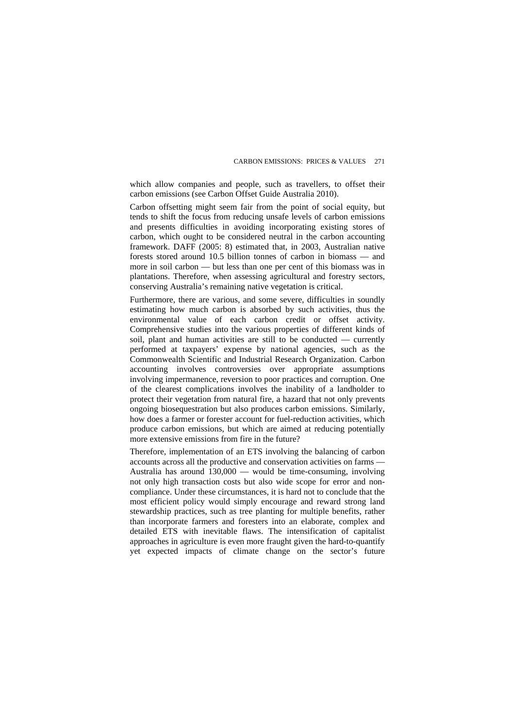which allow companies and people, such as travellers, to offset their carbon emissions (see Carbon Offset Guide Australia 2010).

Carbon offsetting might seem fair from the point of social equity, but tends to shift the focus from reducing unsafe levels of carbon emissions and presents difficulties in avoiding incorporating existing stores of carbon, which ought to be considered neutral in the carbon accounting framework. DAFF (2005: 8) estimated that, in 2003, Australian native forests stored around 10.5 billion tonnes of carbon in biomass — and more in soil carbon — but less than one per cent of this biomass was in plantations. Therefore, when assessing agricultural and forestry sectors, conserving Australia's remaining native vegetation is critical.

Furthermore, there are various, and some severe, difficulties in soundly estimating how much carbon is absorbed by such activities, thus the environmental value of each carbon credit or offset activity. Comprehensive studies into the various properties of different kinds of soil, plant and human activities are still to be conducted — currently performed at taxpayers' expense by national agencies, such as the Commonwealth Scientific and Industrial Research Organization. Carbon accounting involves controversies over appropriate assumptions involving impermanence, reversion to poor practices and corruption. One of the clearest complications involves the inability of a landholder to protect their vegetation from natural fire, a hazard that not only prevents ongoing biosequestration but also produces carbon emissions. Similarly, how does a farmer or forester account for fuel-reduction activities, which produce carbon emissions, but which are aimed at reducing potentially more extensive emissions from fire in the future?

Therefore, implementation of an ETS involving the balancing of carbon accounts across all the productive and conservation activities on farms — Australia has around 130,000 — would be time-consuming, involving not only high transaction costs but also wide scope for error and non-compliance. Under these circumstances, it is hard not to conclude that the most efficient policy would simply encourage and reward strong land stewardship practices, such as tree planting for multiple benefits, rather than incorporate farmers and foresters into an elaborate, complex and detailed ETS with inevitable flaws. The intensification of capitalist approaches in agriculture is even more fraught given the hard-to-quantify yet expected impacts of climate change on the sector's future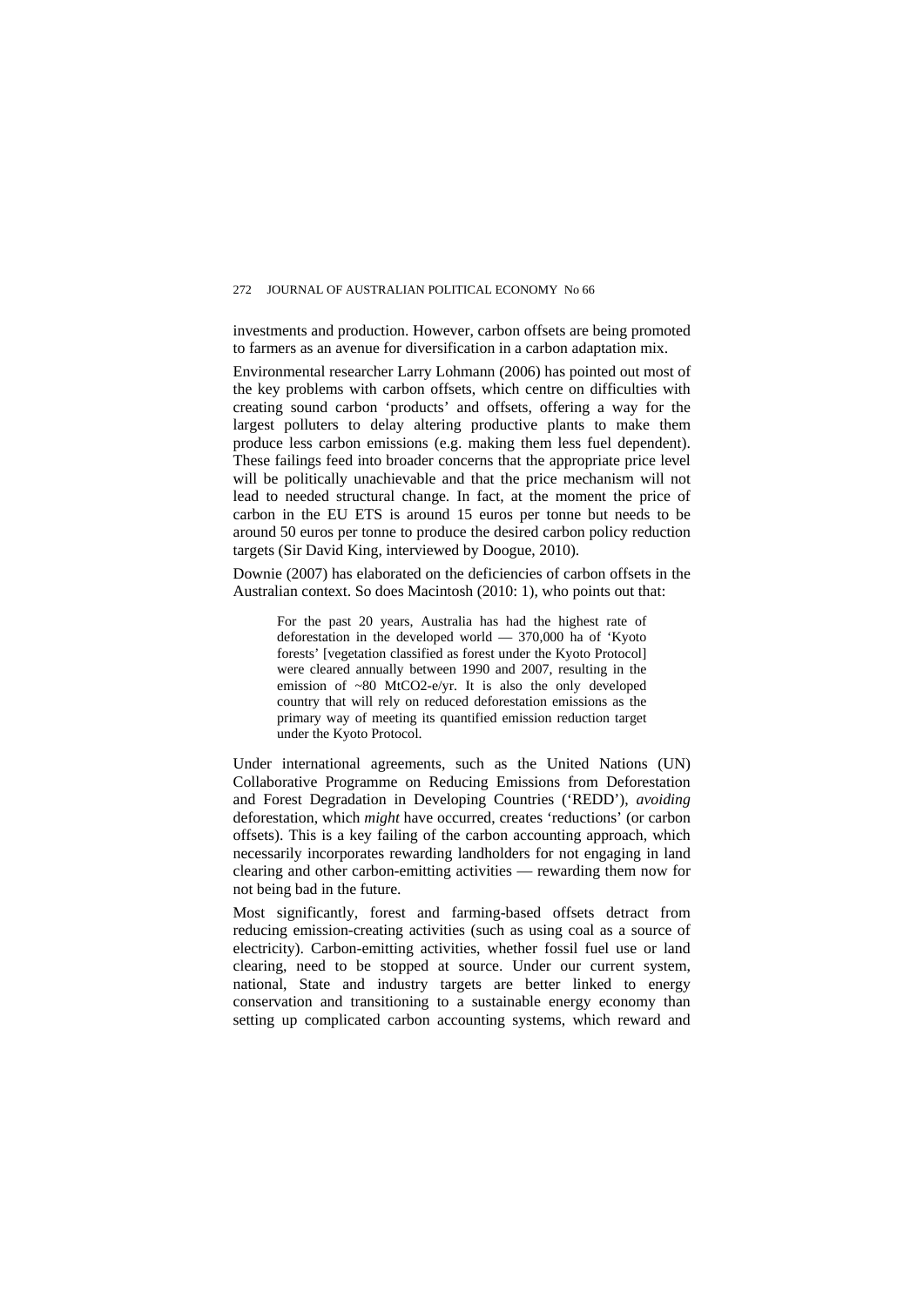investments and production. However, carbon offsets are being promoted to farmers as an avenue for diversification in a carbon adaptation mix.

Environmental researcher Larry Lohmann (2006) has pointed out most of the key problems with carbon offsets, which centre on difficulties with creating sound carbon 'products' and offsets, offering a way for the largest polluters to delay altering productive plants to make them produce less carbon emissions (e.g. making them less fuel dependent). These failings feed into broader concerns that the appropriate price level will be politically unachievable and that the price mechanism will not lead to needed structural change. In fact, at the moment the price of carbon in the EU ETS is around 15 euros per tonne but needs to be around 50 euros per tonne to produce the desired carbon policy reduction targets (Sir David King, interviewed by Doogue, 2010).

Downie (2007) has elaborated on the deficiencies of carbon offsets in the Australian context. So does Macintosh (2010: 1), who points out that:

> For the past 20 years, Australia has had the highest rate of deforestation in the developed world — 370,000 ha of 'Kyoto forests' [vegetation classified as forest under the Kyoto Protocol] were cleared annually between 1990 and 2007, resulting in the emission of ~80 MtCO2-e/yr. It is also the only developed country that will rely on reduced deforestation emissions as the primary way of meeting its quantified emission reduction target under the Kyoto Protocol.

Under international agreements, such as the United Nations (UN) Collaborative Programme on Reducing Emissions from Deforestation and Forest Degradation in Developing Countries ('REDD'), *avoiding* deforestation, which *might* have occurred, creates 'reductions' (or carbon offsets). This is a key failing of the carbon accounting approach, which necessarily incorporates rewarding landholders for not engaging in land clearing and other carbon-emitting activities — rewarding them now for not being bad in the future.

Most significantly, forest and farming-based offsets detract from reducing emission-creating activities (such as using coal as a source of electricity). Carbon-emitting activities, whether fossil fuel use or land clearing, need to be stopped at source. Under our current system, national, State and industry targets are better linked to energy conservation and transitioning to a sustainable energy economy than setting up complicated carbon accounting systems, which reward and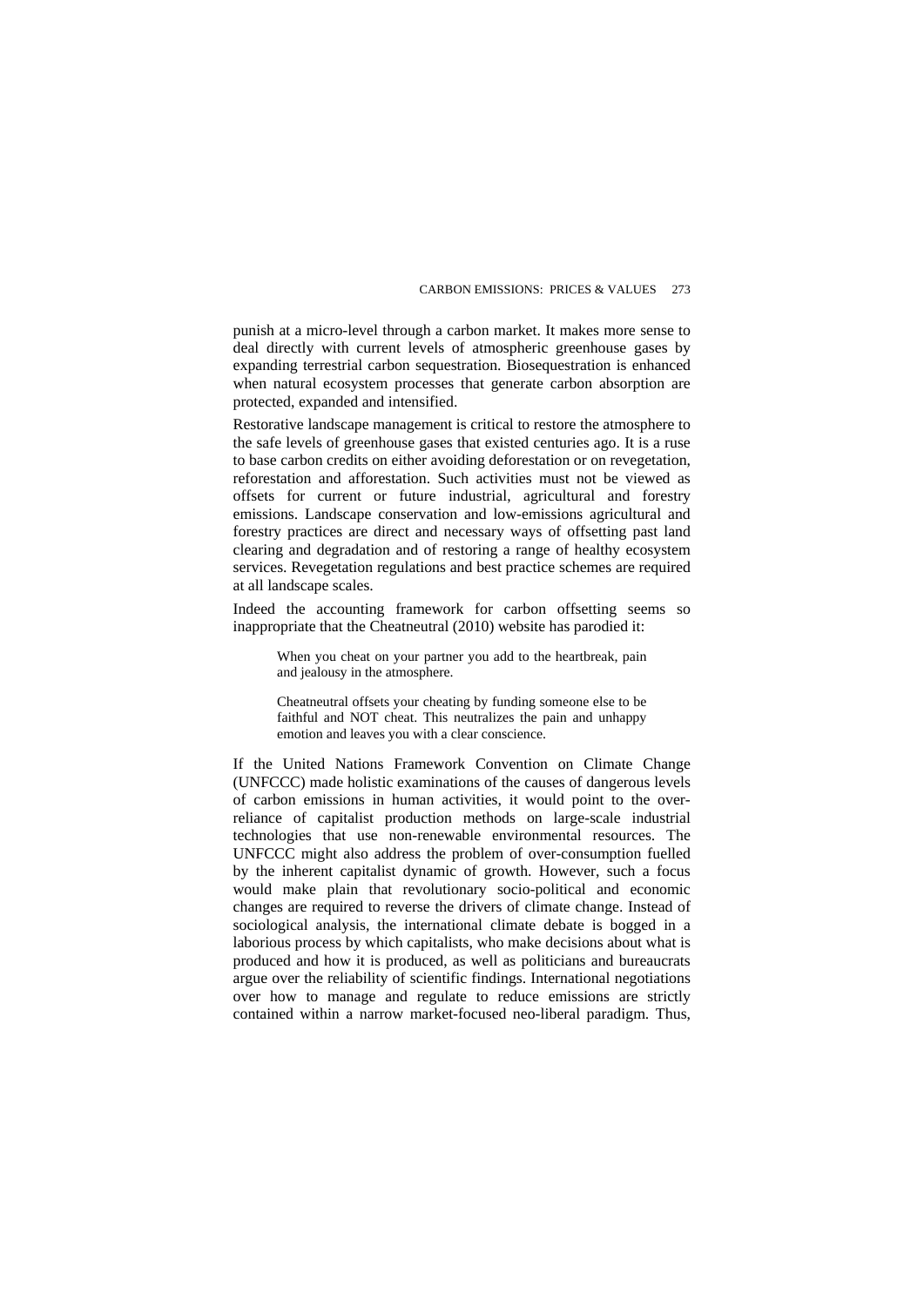punish at a micro-level through a carbon market. It makes more sense to deal directly with current levels of atmospheric greenhouse gases by expanding terrestrial carbon sequestration. Biosequestration is enhanced when natural ecosystem processes that generate carbon absorption are protected, expanded and intensified.

Restorative landscape management is critical to restore the atmosphere to the safe levels of greenhouse gases that existed centuries ago. It is a ruse to base carbon credits on either avoiding deforestation or on revegetation, reforestation and afforestation. Such activities must not be viewed as offsets for current or future industrial, agricultural and forestry emissions. Landscape conservation and low-emissions agricultural and forestry practices are direct and necessary ways of offsetting past land clearing and degradation and of restoring a range of healthy ecosystem services. Revegetation regulations and best practice schemes are required at all landscape scales.

Indeed the accounting framework for carbon offsetting seems so inappropriate that the Cheatneutral (2010) website has parodied it:

> When you cheat on your partner you add to the heartbreak, pain and jealousy in the atmosphere.
>
> Cheatneutral offsets your cheating by funding someone else to be faithful and NOT cheat. This neutralizes the pain and unhappy emotion and leaves you with a clear conscience.

If the United Nations Framework Convention on Climate Change (UNFCCC) made holistic examinations of the causes of dangerous levels of carbon emissions in human activities, it would point to the over-reliance of capitalist production methods on large-scale industrial technologies that use non-renewable environmental resources. The UNFCCC might also address the problem of over-consumption fuelled by the inherent capitalist dynamic of growth. However, such a focus would make plain that revolutionary socio-political and economic changes are required to reverse the drivers of climate change. Instead of sociological analysis, the international climate debate is bogged in a laborious process by which capitalists, who make decisions about what is produced and how it is produced, as well as politicians and bureaucrats argue over the reliability of scientific findings. International negotiations over how to manage and regulate to reduce emissions are strictly contained within a narrow market-focused neo-liberal paradigm. Thus,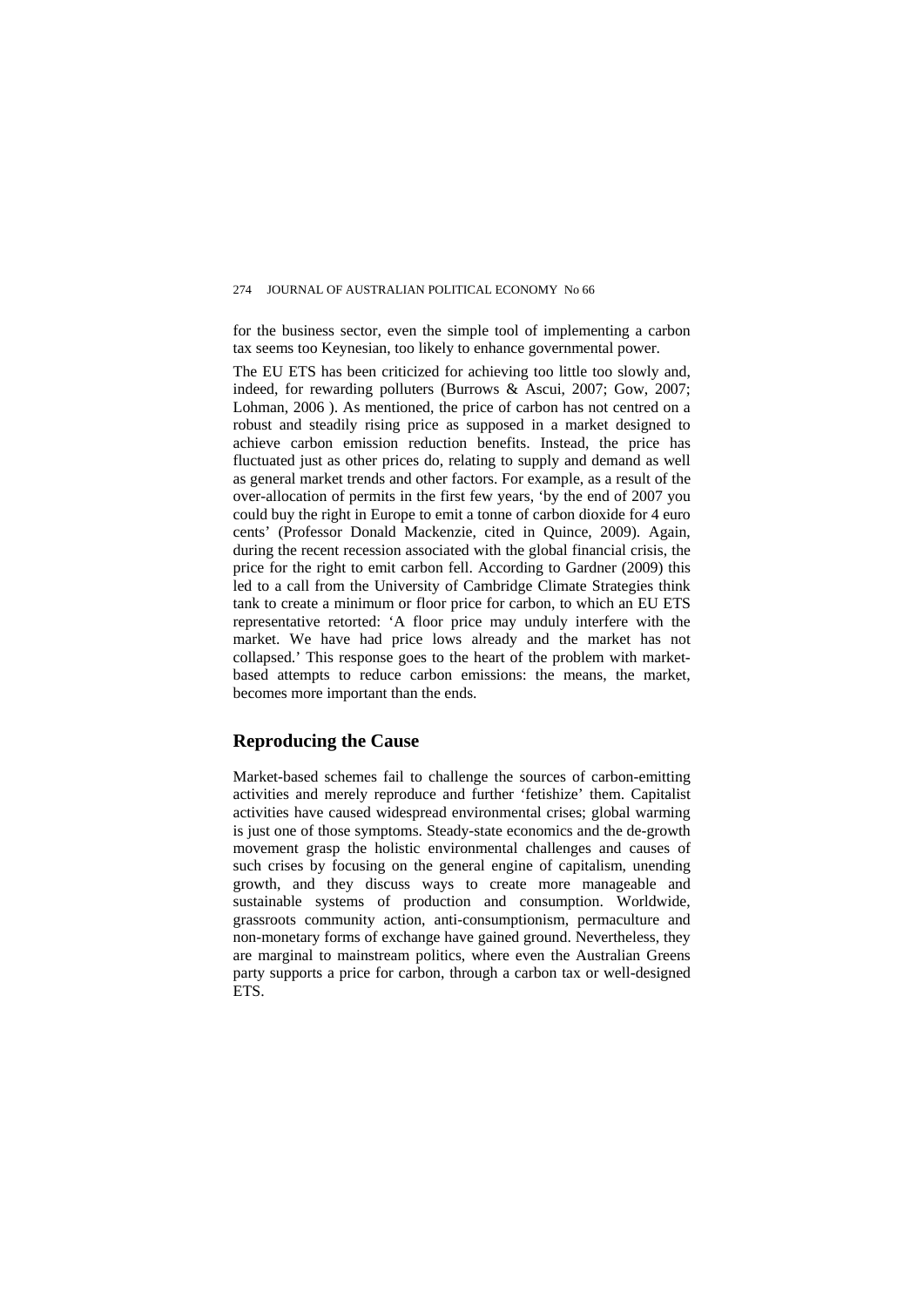for the business sector, even the simple tool of implementing a carbon tax seems too Keynesian, too likely to enhance governmental power.

The EU ETS has been criticized for achieving too little too slowly and, indeed, for rewarding polluters (Burrows & Ascui, 2007; Gow, 2007; Lohman, 2006 ). As mentioned, the price of carbon has not centred on a robust and steadily rising price as supposed in a market designed to achieve carbon emission reduction benefits. Instead, the price has fluctuated just as other prices do, relating to supply and demand as well as general market trends and other factors. For example, as a result of the over-allocation of permits in the first few years, 'by the end of 2007 you could buy the right in Europe to emit a tonne of carbon dioxide for 4 euro cents' (Professor Donald Mackenzie, cited in Quince, 2009). Again, during the recent recession associated with the global financial crisis, the price for the right to emit carbon fell. According to Gardner (2009) this led to a call from the University of Cambridge Climate Strategies think tank to create a minimum or floor price for carbon, to which an EU ETS representative retorted: 'A floor price may unduly interfere with the market. We have had price lows already and the market has not collapsed.' This response goes to the heart of the problem with market-based attempts to reduce carbon emissions: the means, the market, becomes more important than the ends.

## Reproducing the Cause

Market-based schemes fail to challenge the sources of carbon-emitting activities and merely reproduce and further 'fetishize' them. Capitalist activities have caused widespread environmental crises; global warming is just one of those symptoms. Steady-state economics and the de-growth movement grasp the holistic environmental challenges and causes of such crises by focusing on the general engine of capitalism, unending growth, and they discuss ways to create more manageable and sustainable systems of production and consumption. Worldwide, grassroots community action, anti-consumptionism, permaculture and non-monetary forms of exchange have gained ground. Nevertheless, they are marginal to mainstream politics, where even the Australian Greens party supports a price for carbon, through a carbon tax or well-designed ETS.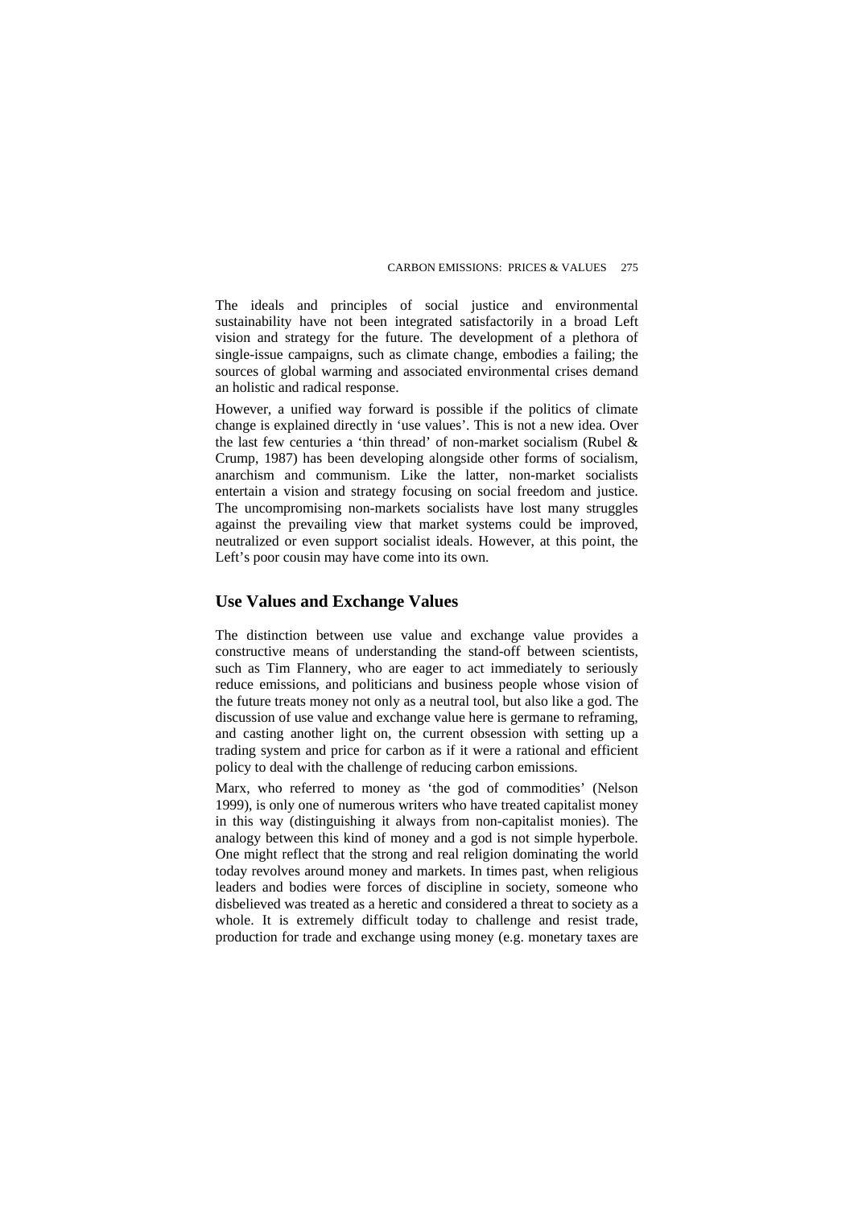The ideals and principles of social justice and environmental sustainability have not been integrated satisfactorily in a broad Left vision and strategy for the future. The development of a plethora of single-issue campaigns, such as climate change, embodies a failing; the sources of global warming and associated environmental crises demand an holistic and radical response.

However, a unified way forward is possible if the politics of climate change is explained directly in 'use values'. This is not a new idea. Over the last few centuries a 'thin thread' of non-market socialism (Rubel & Crump, 1987) has been developing alongside other forms of socialism, anarchism and communism. Like the latter, non-market socialists entertain a vision and strategy focusing on social freedom and justice. The uncompromising non-markets socialists have lost many struggles against the prevailing view that market systems could be improved, neutralized or even support socialist ideals. However, at this point, the Left's poor cousin may have come into its own.

## Use Values and Exchange Values

The distinction between use value and exchange value provides a constructive means of understanding the stand-off between scientists, such as Tim Flannery, who are eager to act immediately to seriously reduce emissions, and politicians and business people whose vision of the future treats money not only as a neutral tool, but also like a god. The discussion of use value and exchange value here is germane to reframing, and casting another light on, the current obsession with setting up a trading system and price for carbon as if it were a rational and efficient policy to deal with the challenge of reducing carbon emissions.

Marx, who referred to money as 'the god of commodities' (Nelson 1999), is only one of numerous writers who have treated capitalist money in this way (distinguishing it always from non-capitalist monies). The analogy between this kind of money and a god is not simple hyperbole. One might reflect that the strong and real religion dominating the world today revolves around money and markets. In times past, when religious leaders and bodies were forces of discipline in society, someone who disbelieved was treated as a heretic and considered a threat to society as a whole. It is extremely difficult today to challenge and resist trade, production for trade and exchange using money (e.g. monetary taxes are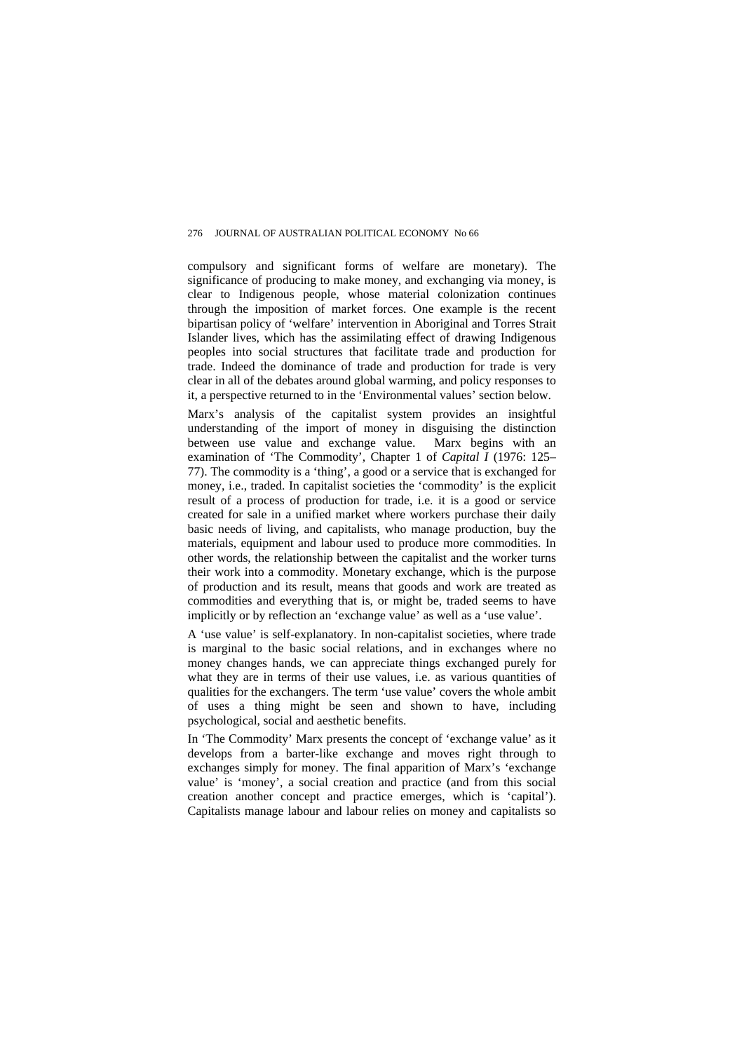compulsory and significant forms of welfare are monetary). The significance of producing to make money, and exchanging via money, is clear to Indigenous people, whose material colonization continues through the imposition of market forces. One example is the recent bipartisan policy of 'welfare' intervention in Aboriginal and Torres Strait Islander lives, which has the assimilating effect of drawing Indigenous peoples into social structures that facilitate trade and production for trade. Indeed the dominance of trade and production for trade is very clear in all of the debates around global warming, and policy responses to it, a perspective returned to in the 'Environmental values' section below.

Marx's analysis of the capitalist system provides an insightful understanding of the import of money in disguising the distinction between use value and exchange value. Marx begins with an examination of 'The Commodity', Chapter 1 of *Capital I* (1976: 125–77). The commodity is a 'thing', a good or a service that is exchanged for money, i.e., traded. In capitalist societies the 'commodity' is the explicit result of a process of production for trade, i.e. it is a good or service created for sale in a unified market where workers purchase their daily basic needs of living, and capitalists, who manage production, buy the materials, equipment and labour used to produce more commodities. In other words, the relationship between the capitalist and the worker turns their work into a commodity. Monetary exchange, which is the purpose of production and its result, means that goods and work are treated as commodities and everything that is, or might be, traded seems to have implicitly or by reflection an 'exchange value' as well as a 'use value'.

A 'use value' is self-explanatory. In non-capitalist societies, where trade is marginal to the basic social relations, and in exchanges where no money changes hands, we can appreciate things exchanged purely for what they are in terms of their use values, i.e. as various quantities of qualities for the exchangers. The term 'use value' covers the whole ambit of uses a thing might be seen and shown to have, including psychological, social and aesthetic benefits.

In 'The Commodity' Marx presents the concept of 'exchange value' as it develops from a barter-like exchange and moves right through to exchanges simply for money. The final apparition of Marx's 'exchange value' is 'money', a social creation and practice (and from this social creation another concept and practice emerges, which is 'capital'). Capitalists manage labour and labour relies on money and capitalists so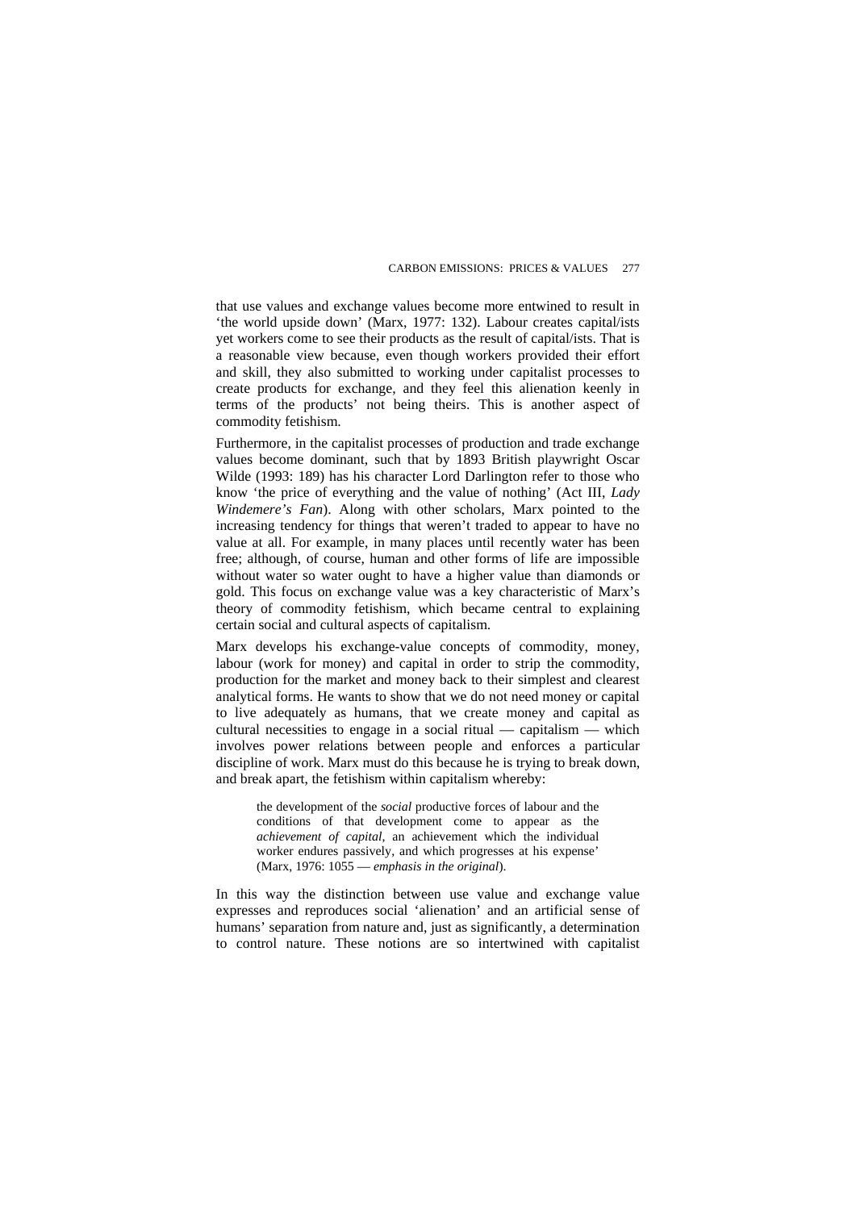that use values and exchange values become more entwined to result in 'the world upside down' (Marx, 1977: 132). Labour creates capital/ists yet workers come to see their products as the result of capital/ists. That is a reasonable view because, even though workers provided their effort and skill, they also submitted to working under capitalist processes to create products for exchange, and they feel this alienation keenly in terms of the products' not being theirs. This is another aspect of commodity fetishism.

Furthermore, in the capitalist processes of production and trade exchange values become dominant, such that by 1893 British playwright Oscar Wilde (1993: 189) has his character Lord Darlington refer to those who know 'the price of everything and the value of nothing' (Act III, *Lady Windemere's Fan*). Along with other scholars, Marx pointed to the increasing tendency for things that weren't traded to appear to have no value at all. For example, in many places until recently water has been free; although, of course, human and other forms of life are impossible without water so water ought to have a higher value than diamonds or gold. This focus on exchange value was a key characteristic of Marx's theory of commodity fetishism, which became central to explaining certain social and cultural aspects of capitalism.

Marx develops his exchange-value concepts of commodity, money, labour (work for money) and capital in order to strip the commodity, production for the market and money back to their simplest and clearest analytical forms. He wants to show that we do not need money or capital to live adequately as humans, that we create money and capital as cultural necessities to engage in a social ritual — capitalism — which involves power relations between people and enforces a particular discipline of work. Marx must do this because he is trying to break down, and break apart, the fetishism within capitalism whereby:

> the development of the *social* productive forces of labour and the conditions of that development come to appear as the *achievement of capital*, an achievement which the individual worker endures passively, and which progresses at his expense' (Marx, 1976: 1055 — *emphasis in the original*).

In this way the distinction between use value and exchange value expresses and reproduces social 'alienation' and an artificial sense of humans' separation from nature and, just as significantly, a determination to control nature. These notions are so intertwined with capitalist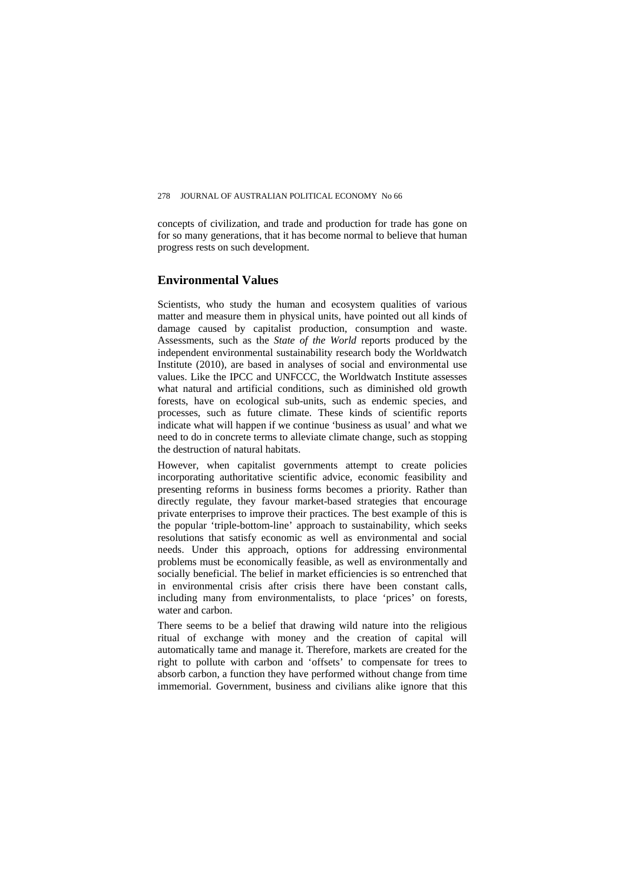concepts of civilization, and trade and production for trade has gone on for so many generations, that it has become normal to believe that human progress rests on such development.

## Environmental Values

Scientists, who study the human and ecosystem qualities of various matter and measure them in physical units, have pointed out all kinds of damage caused by capitalist production, consumption and waste. Assessments, such as the *State of the World* reports produced by the independent environmental sustainability research body the Worldwatch Institute (2010), are based in analyses of social and environmental use values. Like the IPCC and UNFCCC, the Worldwatch Institute assesses what natural and artificial conditions, such as diminished old growth forests, have on ecological sub-units, such as endemic species, and processes, such as future climate. These kinds of scientific reports indicate what will happen if we continue 'business as usual' and what we need to do in concrete terms to alleviate climate change, such as stopping the destruction of natural habitats.

However, when capitalist governments attempt to create policies incorporating authoritative scientific advice, economic feasibility and presenting reforms in business forms becomes a priority. Rather than directly regulate, they favour market-based strategies that encourage private enterprises to improve their practices. The best example of this is the popular 'triple-bottom-line' approach to sustainability, which seeks resolutions that satisfy economic as well as environmental and social needs. Under this approach, options for addressing environmental problems must be economically feasible, as well as environmentally and socially beneficial. The belief in market efficiencies is so entrenched that in environmental crisis after crisis there have been constant calls, including many from environmentalists, to place 'prices' on forests, water and carbon.

There seems to be a belief that drawing wild nature into the religious ritual of exchange with money and the creation of capital will automatically tame and manage it. Therefore, markets are created for the right to pollute with carbon and 'offsets' to compensate for trees to absorb carbon, a function they have performed without change from time immemorial. Government, business and civilians alike ignore that this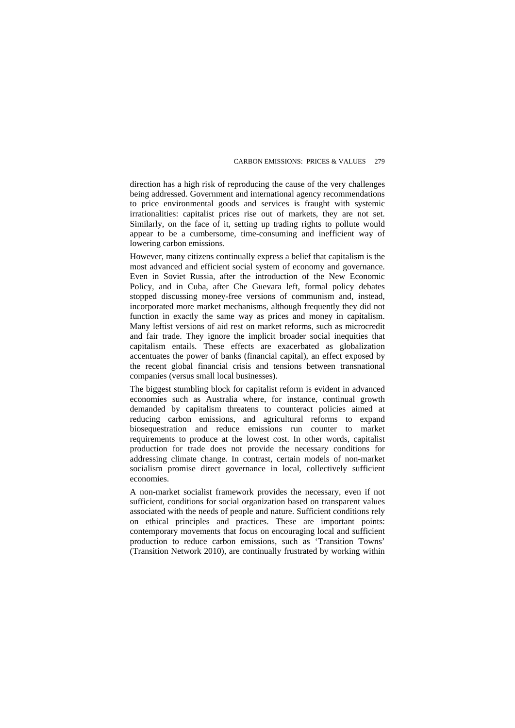direction has a high risk of reproducing the cause of the very challenges being addressed. Government and international agency recommendations to price environmental goods and services is fraught with systemic irrationalities: capitalist prices rise out of markets, they are not set. Similarly, on the face of it, setting up trading rights to pollute would appear to be a cumbersome, time-consuming and inefficient way of lowering carbon emissions.

However, many citizens continually express a belief that capitalism is the most advanced and efficient social system of economy and governance. Even in Soviet Russia, after the introduction of the New Economic Policy, and in Cuba, after Che Guevara left, formal policy debates stopped discussing money-free versions of communism and, instead, incorporated more market mechanisms, although frequently they did not function in exactly the same way as prices and money in capitalism. Many leftist versions of aid rest on market reforms, such as microcredit and fair trade. They ignore the implicit broader social inequities that capitalism entails. These effects are exacerbated as globalization accentuates the power of banks (financial capital), an effect exposed by the recent global financial crisis and tensions between transnational companies (versus small local businesses).

The biggest stumbling block for capitalist reform is evident in advanced economies such as Australia where, for instance, continual growth demanded by capitalism threatens to counteract policies aimed at reducing carbon emissions, and agricultural reforms to expand biosequestration and reduce emissions run counter to market requirements to produce at the lowest cost. In other words, capitalist production for trade does not provide the necessary conditions for addressing climate change. In contrast, certain models of non-market socialism promise direct governance in local, collectively sufficient economies.

A non-market socialist framework provides the necessary, even if not sufficient, conditions for social organization based on transparent values associated with the needs of people and nature. Sufficient conditions rely on ethical principles and practices. These are important points: contemporary movements that focus on encouraging local and sufficient production to reduce carbon emissions, such as 'Transition Towns' (Transition Network 2010), are continually frustrated by working within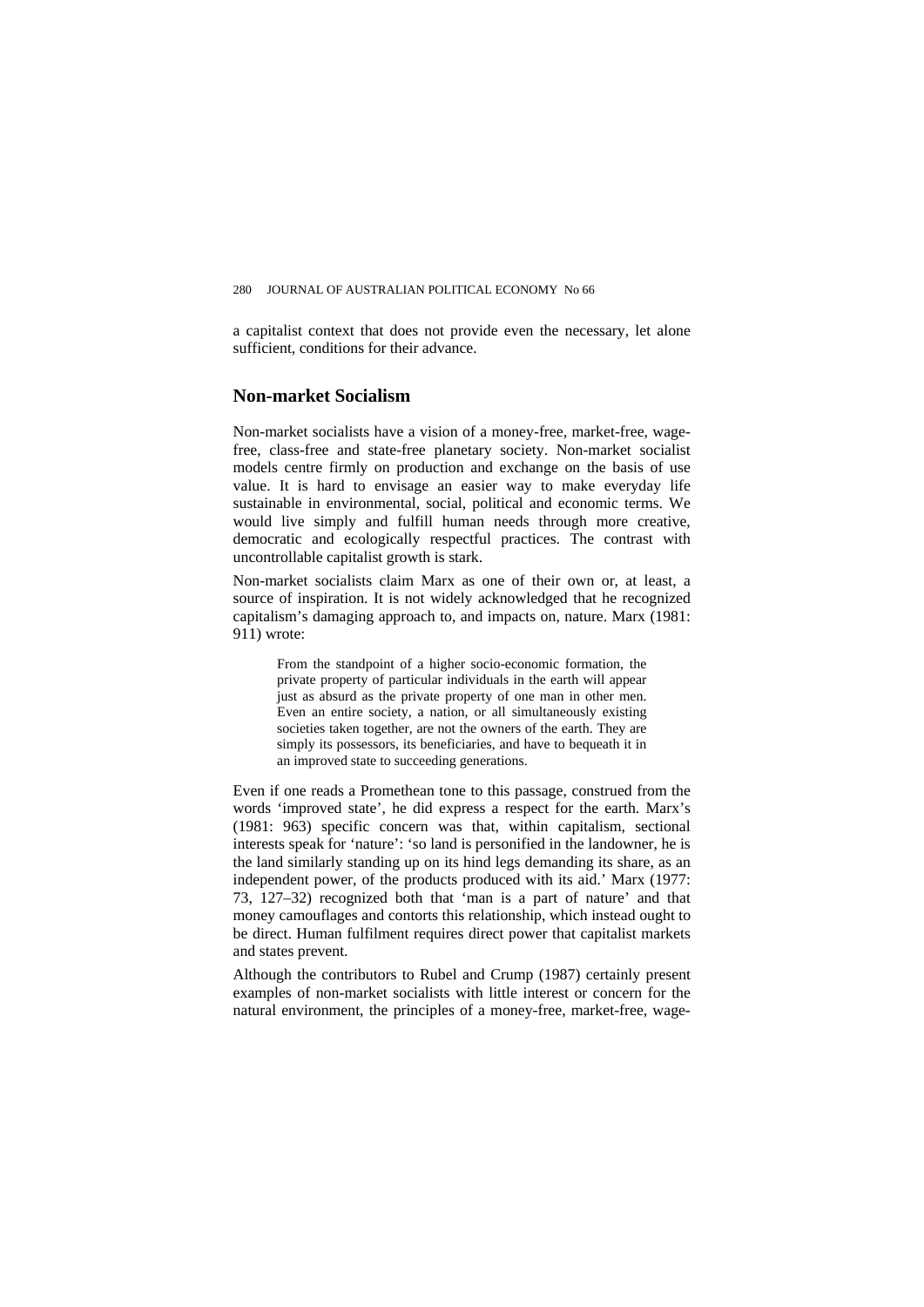a capitalist context that does not provide even the necessary, let alone sufficient, conditions for their advance.

## Non-market Socialism

Non-market socialists have a vision of a money-free, market-free, wage-free, class-free and state-free planetary society. Non-market socialist models centre firmly on production and exchange on the basis of use value. It is hard to envisage an easier way to make everyday life sustainable in environmental, social, political and economic terms. We would live simply and fulfill human needs through more creative, democratic and ecologically respectful practices. The contrast with uncontrollable capitalist growth is stark.

Non-market socialists claim Marx as one of their own or, at least, a source of inspiration. It is not widely acknowledged that he recognized capitalism's damaging approach to, and impacts on, nature. Marx (1981: 911) wrote:

> From the standpoint of a higher socio-economic formation, the private property of particular individuals in the earth will appear just as absurd as the private property of one man in other men. Even an entire society, a nation, or all simultaneously existing societies taken together, are not the owners of the earth. They are simply its possessors, its beneficiaries, and have to bequeath it in an improved state to succeeding generations.

Even if one reads a Promethean tone to this passage, construed from the words 'improved state', he did express a respect for the earth. Marx's (1981: 963) specific concern was that, within capitalism, sectional interests speak for 'nature': 'so land is personified in the landowner, he is the land similarly standing up on its hind legs demanding its share, as an independent power, of the products produced with its aid.' Marx (1977: 73, 127–32) recognized both that 'man is a part of nature' and that money camouflages and contorts this relationship, which instead ought to be direct. Human fulfilment requires direct power that capitalist markets and states prevent.

Although the contributors to Rubel and Crump (1987) certainly present examples of non-market socialists with little interest or concern for the natural environment, the principles of a money-free, market-free, wage-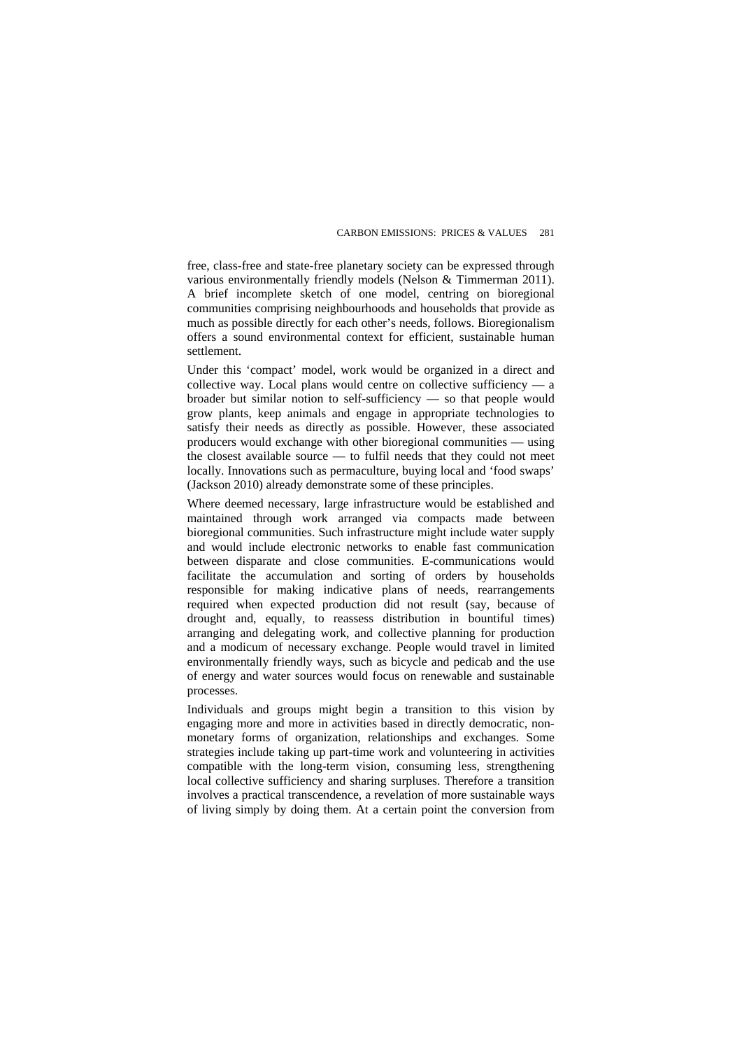free, class-free and state-free planetary society can be expressed through various environmentally friendly models (Nelson & Timmerman 2011). A brief incomplete sketch of one model, centring on bioregional communities comprising neighbourhoods and households that provide as much as possible directly for each other's needs, follows. Bioregionalism offers a sound environmental context for efficient, sustainable human settlement.

Under this 'compact' model, work would be organized in a direct and collective way. Local plans would centre on collective sufficiency — a broader but similar notion to self-sufficiency — so that people would grow plants, keep animals and engage in appropriate technologies to satisfy their needs as directly as possible. However, these associated producers would exchange with other bioregional communities — using the closest available source — to fulfil needs that they could not meet locally. Innovations such as permaculture, buying local and 'food swaps' (Jackson 2010) already demonstrate some of these principles.

Where deemed necessary, large infrastructure would be established and maintained through work arranged via compacts made between bioregional communities. Such infrastructure might include water supply and would include electronic networks to enable fast communication between disparate and close communities. E-communications would facilitate the accumulation and sorting of orders by households responsible for making indicative plans of needs, rearrangements required when expected production did not result (say, because of drought and, equally, to reassess distribution in bountiful times) arranging and delegating work, and collective planning for production and a modicum of necessary exchange. People would travel in limited environmentally friendly ways, such as bicycle and pedicab and the use of energy and water sources would focus on renewable and sustainable processes.

Individuals and groups might begin a transition to this vision by engaging more and more in activities based in directly democratic, non-monetary forms of organization, relationships and exchanges. Some strategies include taking up part-time work and volunteering in activities compatible with the long-term vision, consuming less, strengthening local collective sufficiency and sharing surpluses. Therefore a transition involves a practical transcendence, a revelation of more sustainable ways of living simply by doing them. At a certain point the conversion from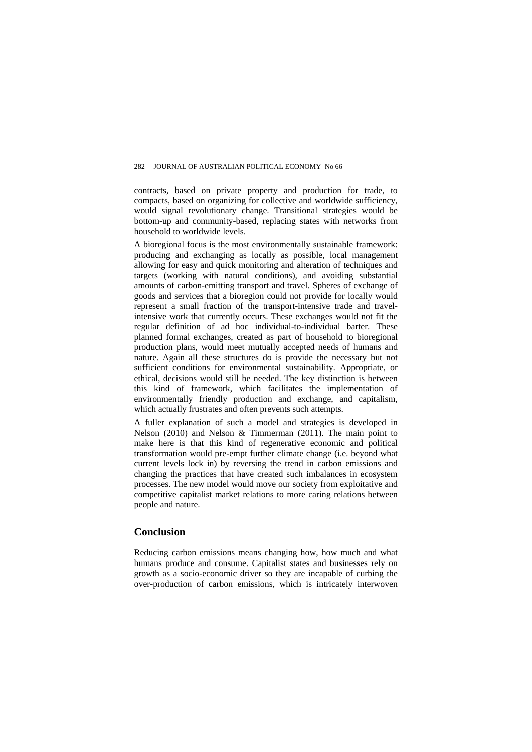contracts, based on private property and production for trade, to compacts, based on organizing for collective and worldwide sufficiency, would signal revolutionary change. Transitional strategies would be bottom-up and community-based, replacing states with networks from household to worldwide levels.

A bioregional focus is the most environmentally sustainable framework: producing and exchanging as locally as possible, local management allowing for easy and quick monitoring and alteration of techniques and targets (working with natural conditions), and avoiding substantial amounts of carbon-emitting transport and travel. Spheres of exchange of goods and services that a bioregion could not provide for locally would represent a small fraction of the transport-intensive trade and travel-intensive work that currently occurs. These exchanges would not fit the regular definition of ad hoc individual-to-individual barter. These planned formal exchanges, created as part of household to bioregional production plans, would meet mutually accepted needs of humans and nature. Again all these structures do is provide the necessary but not sufficient conditions for environmental sustainability. Appropriate, or ethical, decisions would still be needed. The key distinction is between this kind of framework, which facilitates the implementation of environmentally friendly production and exchange, and capitalism, which actually frustrates and often prevents such attempts.

A fuller explanation of such a model and strategies is developed in Nelson (2010) and Nelson & Timmerman (2011). The main point to make here is that this kind of regenerative economic and political transformation would pre-empt further climate change (i.e. beyond what current levels lock in) by reversing the trend in carbon emissions and changing the practices that have created such imbalances in ecosystem processes. The new model would move our society from exploitative and competitive capitalist market relations to more caring relations between people and nature.

## Conclusion

Reducing carbon emissions means changing how, how much and what humans produce and consume. Capitalist states and businesses rely on growth as a socio-economic driver so they are incapable of curbing the over-production of carbon emissions, which is intricately interwoven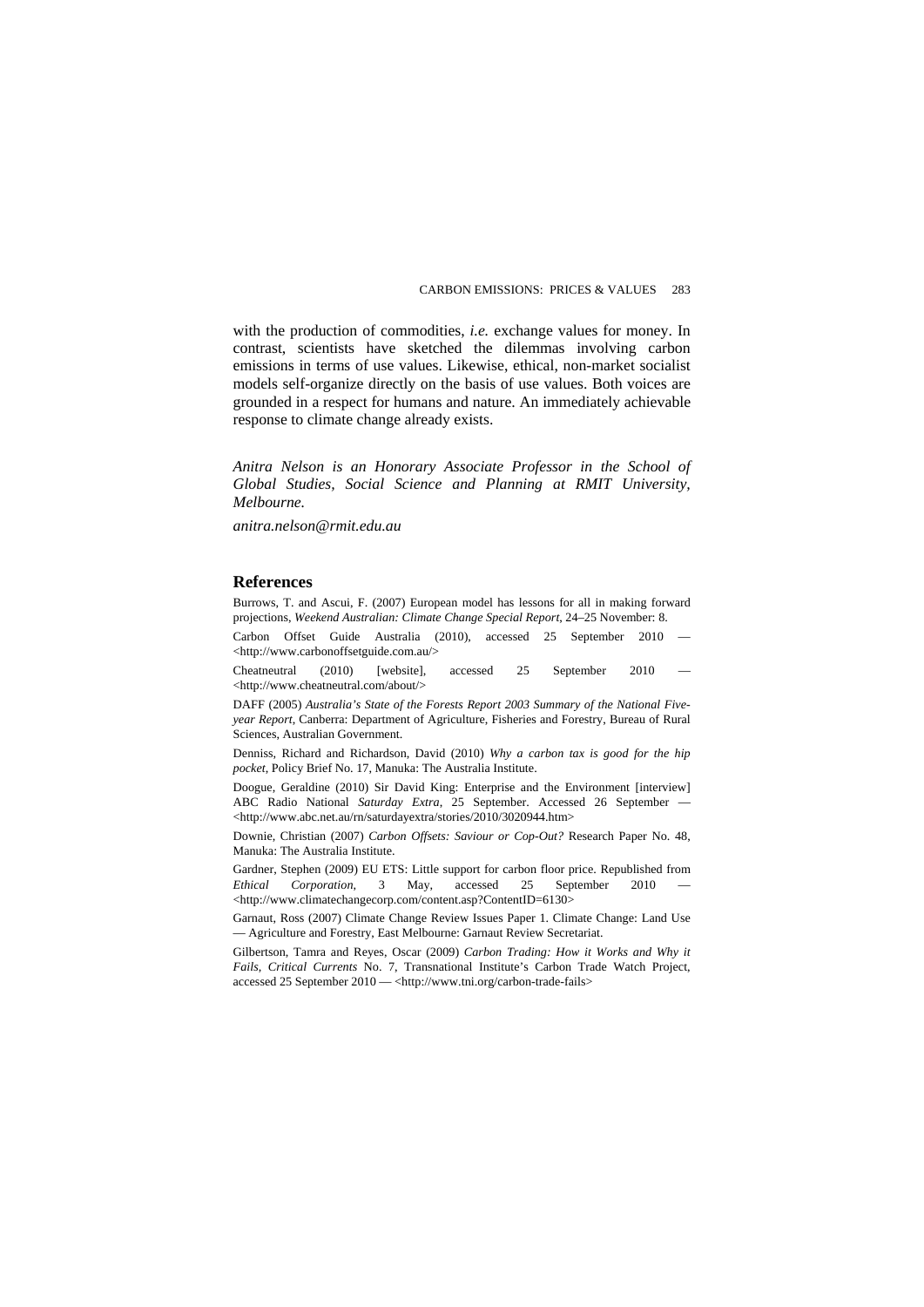with the production of commodities, *i.e.* exchange values for money. In contrast, scientists have sketched the dilemmas involving carbon emissions in terms of use values. Likewise, ethical, non-market socialist models self-organize directly on the basis of use values. Both voices are grounded in a respect for humans and nature. An immediately achievable response to climate change already exists.

*Anitra Nelson is an Honorary Associate Professor in the School of Global Studies, Social Science and Planning at RMIT University, Melbourne.*

*anitra.nelson@rmit.edu.au*

## References

Burrows, T. and Ascui, F. (2007) European model has lessons for all in making forward projections, *Weekend Australian: Climate Change Special Report*, 24–25 November: 8.

Carbon Offset Guide Australia (2010), accessed 25 September 2010 — <http://www.carbonoffsetguide.com.au/>

Cheatneutral (2010) [website], accessed 25 September 2010 — <http://www.cheatneutral.com/about/>

DAFF (2005) *Australia's State of the Forests Report 2003 Summary of the National Five-year Report*, Canberra: Department of Agriculture, Fisheries and Forestry, Bureau of Rural Sciences, Australian Government.

Denniss, Richard and Richardson, David (2010) *Why a carbon tax is good for the hip pocket*, Policy Brief No. 17, Manuka: The Australia Institute.

Doogue, Geraldine (2010) Sir David King: Enterprise and the Environment [interview] ABC Radio National *Saturday Extra*, 25 September. Accessed 26 September — <http://www.abc.net.au/rn/saturdayextra/stories/2010/3020944.htm>

Downie, Christian (2007) *Carbon Offsets: Saviour or Cop-Out?* Research Paper No. 48, Manuka: The Australia Institute.

Gardner, Stephen (2009) EU ETS: Little support for carbon floor price. Republished from *Ethical Corporation*, 3 May, accessed 25 September 2010 — <http://www.climatechangecorp.com/content.asp?ContentID=6130>

Garnaut, Ross (2007) Climate Change Review Issues Paper 1. Climate Change: Land Use — Agriculture and Forestry, East Melbourne: Garnaut Review Secretariat.

Gilbertson, Tamra and Reyes, Oscar (2009) *Carbon Trading: How it Works and Why it Fails*, *Critical Currents* No. 7, Transnational Institute's Carbon Trade Watch Project, accessed 25 September 2010 — <http://www.tni.org/carbon-trade-fails>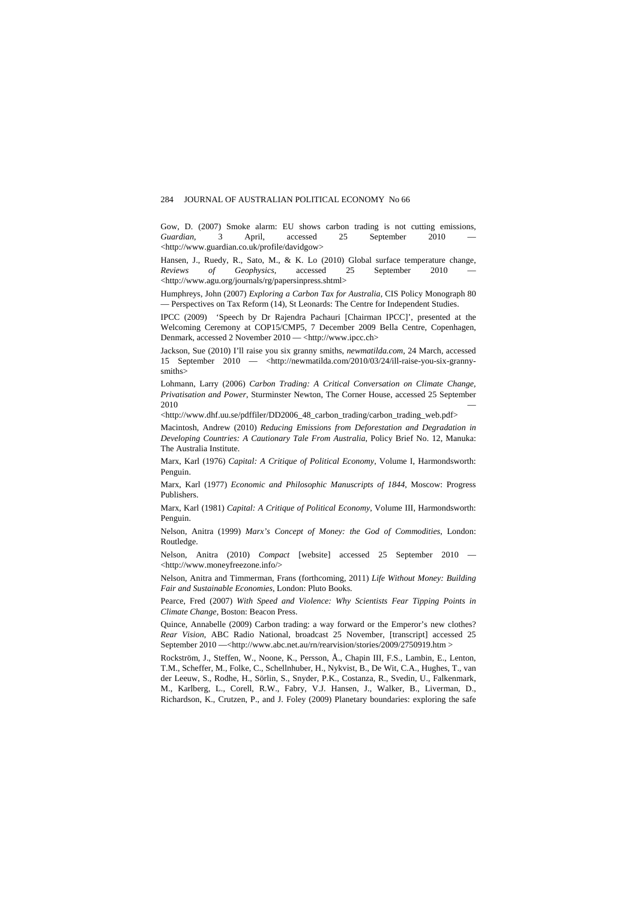Gow, D. (2007) Smoke alarm: EU shows carbon trading is not cutting emissions, *Guardian*, 3 April, accessed 25 September 2010 — <http://www.guardian.co.uk/profile/davidgow>

Hansen, J., Ruedy, R., Sato, M., & K. Lo (2010) Global surface temperature change, *Reviews of Geophysics*, accessed 25 September 2010 — <http://www.agu.org/journals/rg/papersinpress.shtml>

Humphreys, John (2007) *Exploring a Carbon Tax for Australia*, CIS Policy Monograph 80 — Perspectives on Tax Reform (14), St Leonards: The Centre for Independent Studies.

IPCC (2009) 'Speech by Dr Rajendra Pachauri [Chairman IPCC]', presented at the Welcoming Ceremony at COP15/CMP5, 7 December 2009 Bella Centre, Copenhagen, Denmark, accessed 2 November 2010 — <http://www.ipcc.ch>

Jackson, Sue (2010) I'll raise you six granny smiths, *newmatilda.com*, 24 March, accessed 15 September 2010 — <http://newmatilda.com/2010/03/24/ill-raise-you-six-granny-smiths>

Lohmann, Larry (2006) *Carbon Trading: A Critical Conversation on Climate Change, Privatisation and Power*, Sturminster Newton, The Corner House, accessed 25 September 2010 — <http://www.dhf.uu.se/pdffiler/DD2006_48_carbon_trading/carbon_trading_web.pdf>

Macintosh, Andrew (2010) *Reducing Emissions from Deforestation and Degradation in Developing Countries: A Cautionary Tale From Australia*, Policy Brief No. 12, Manuka: The Australia Institute.

Marx, Karl (1976) *Capital: A Critique of Political Economy*, Volume I, Harmondsworth: Penguin.

Marx, Karl (1977) *Economic and Philosophic Manuscripts of 1844*, Moscow: Progress Publishers.

Marx, Karl (1981) *Capital: A Critique of Political Economy*, Volume III, Harmondsworth: Penguin.

Nelson, Anitra (1999) *Marx's Concept of Money: the God of Commodities*, London: Routledge.

Nelson, Anitra (2010) *Compact* [website] accessed 25 September 2010 — <http://www.moneyfreezone.info/>

Nelson, Anitra and Timmerman, Frans (forthcoming, 2011) *Life Without Money: Building Fair and Sustainable Economies*, London: Pluto Books.

Pearce, Fred (2007) *With Speed and Violence: Why Scientists Fear Tipping Points in Climate Change*, Boston: Beacon Press.

Quince, Annabelle (2009) Carbon trading: a way forward or the Emperor's new clothes? *Rear Vision*, ABC Radio National, broadcast 25 November, [transcript] accessed 25 September 2010 —<http://www.abc.net.au/rn/rearvision/stories/2009/2750919.htm >

Rockström, J., Steffen, W., Noone, K., Persson, Å., Chapin III, F.S., Lambin, E., Lenton, T.M., Scheffer, M., Folke, C., Schellnhuber, H., Nykvist, B., De Wit, C.A., Hughes, T., van der Leeuw, S., Rodhe, H., Sörlin, S., Snyder, P.K., Costanza, R., Svedin, U., Falkenmark, M., Karlberg, L., Corell, R.W., Fabry, V.J. Hansen, J., Walker, B., Liverman, D., Richardson, K., Crutzen, P., and J. Foley (2009) Planetary boundaries: exploring the safe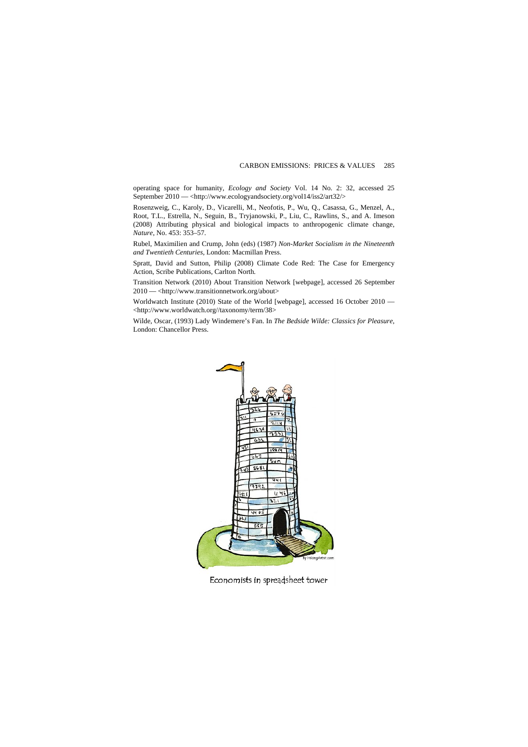operating space for humanity, *Ecology and Society* Vol. 14 No. 2: 32, accessed 25 September 2010 — <http://www.ecologyandsociety.org/vol14/iss2/art32/>

Rosenzweig, C., Karoly, D., Vicarelli, M., Neofotis, P., Wu, Q., Casassa, G., Menzel, A., Root, T.L., Estrella, N., Seguin, B., Tryjanowski, P., Liu, C., Rawlins, S., and A. Imeson (2008) Attributing physical and biological impacts to anthropogenic climate change, *Nature*, No. 453: 353–57.

Rubel, Maximilien and Crump, John (eds) (1987) *Non-Market Socialism in the Nineteenth and Twentieth Centuries*, London: Macmillan Press.

Spratt, David and Sutton, Philip (2008) Climate Code Red: The Case for Emergency Action, Scribe Publications, Carlton North.

Transition Network (2010) About Transition Network [webpage], accessed 26 September 2010 — <http://www.transitionnetwork.org/about>

Worldwatch Institute (2010) State of the World [webpage], accessed 16 October 2010 — <http://www.worldwatch.org//taxonomy/term/38>

Wilde, Oscar, (1993) Lady Windemere's Fan. In *The Bedside Wilde: Classics for Pleasure*, London: Chancellor Press.

Economists in spreadsheet tower